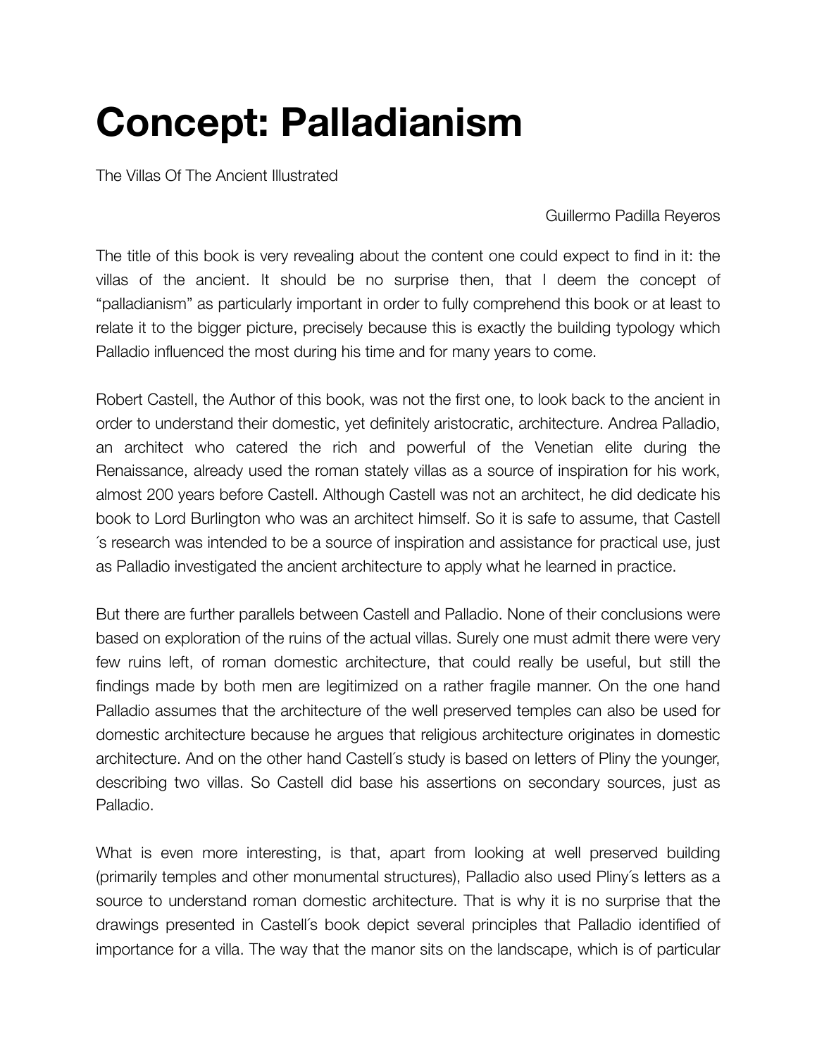# Concept: Palladianism

The Villas Of The Ancient Illustrated

Guillermo Padilla Reyeros

The title of this book is very revealing about the content one could expect to find in it: the villas of the ancient. It should be no surprise then, that I deem the concept of "palladianism" as particularly important in order to fully comprehend this book or at least to relate it to the bigger picture, precisely because this is exactly the building typology which Palladio influenced the most during his time and for many years to come.

Robert Castell, the Author of this book, was not the first one, to look back to the ancient in order to understand their domestic, yet definitely aristocratic, architecture. Andrea Palladio, an architect who catered the rich and powerful of the Venetian elite during the Renaissance, already used the roman stately villas as a source of inspiration for his work, almost 200 years before Castell. Although Castell was not an architect, he did dedicate his book to Lord Burlington who was an architect himself. So it is safe to assume, that Castell´s research was intended to be a source of inspiration and assistance for practical use, just as Palladio investigated the ancient architecture to apply what he learned in practice.

But there are further parallels between Castell and Palladio. None of their conclusions were based on exploration of the ruins of the actual villas. Surely one must admit there were very few ruins left, of roman domestic architecture, that could really be useful, but still the findings made by both men are legitimized on a rather fragile manner. On the one hand Palladio assumes that the architecture of the well preserved temples can also be used for domestic architecture because he argues that religious architecture originates in domestic architecture. And on the other hand Castell´s study is based on letters of Pliny the younger, describing two villas. So Castell did base his assertions on secondary sources, just as Palladio.

What is even more interesting, is that, apart from looking at well preserved building (primarily temples and other monumental structures), Palladio also used Pliny´s letters as a source to understand roman domestic architecture. That is why it is no surprise that the drawings presented in Castell´s book depict several principles that Palladio identified of importance for a villa. The way that the manor sits on the landscape, which is of particular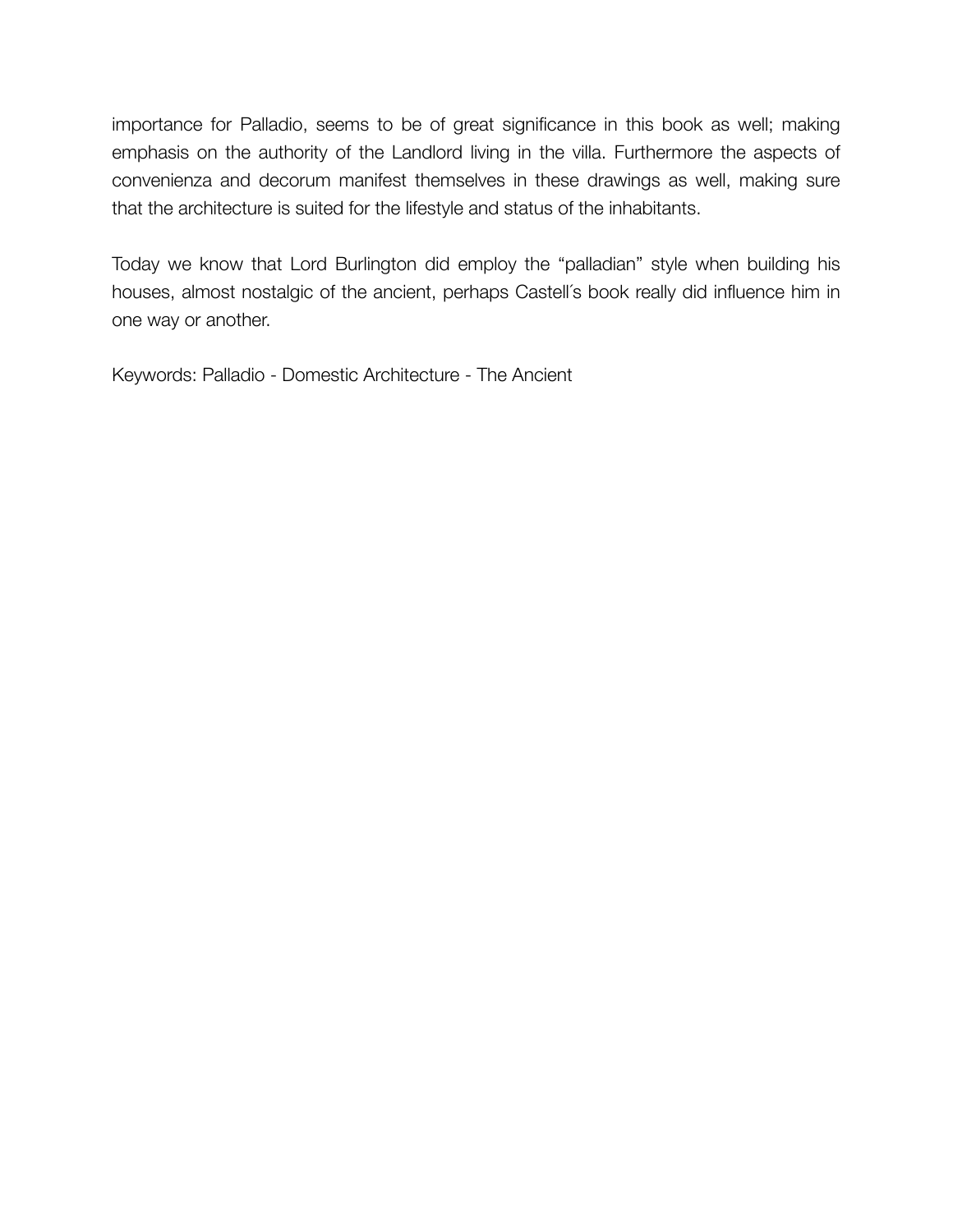importance for Palladio, seems to be of great significance in this book as well; making emphasis on the authority of the Landlord living in the villa. Furthermore the aspects of convenienza and decorum manifest themselves in these drawings as well, making sure that the architecture is suited for the lifestyle and status of the inhabitants.

Today we know that Lord Burlington did employ the "palladian" style when building his houses, almost nostalgic of the ancient, perhaps Castell´s book really did influence him in one way or another.

Keywords: Palladio - Domestic Architecture - The Ancient